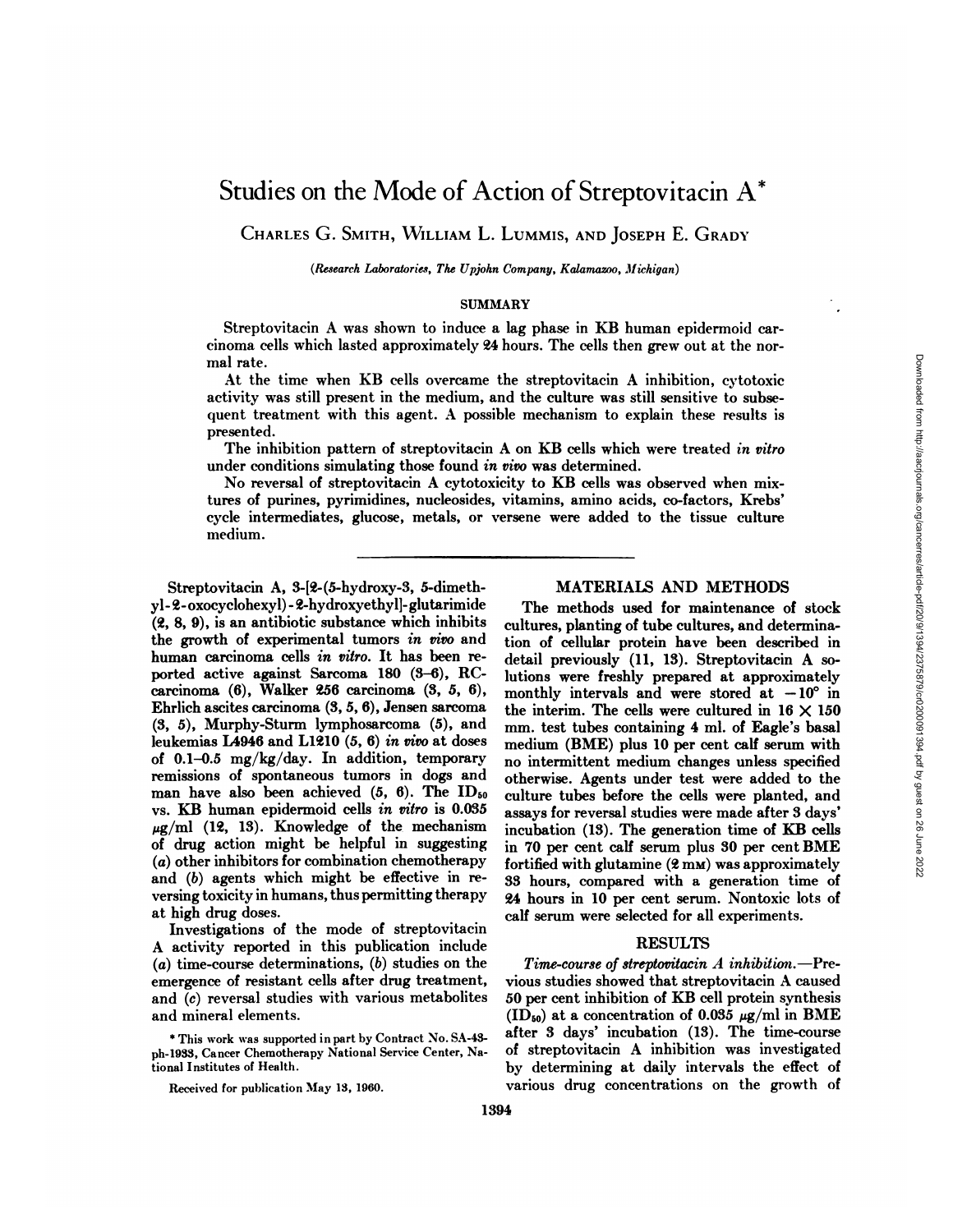# Studies on the Mode of Action of Streptovitacin A*

CHARLES G. SMITH, WILLIAM L. LUMMIS, AND JOSEPH E. GRADY

*(Research Laboratories, The Upjohn Company, Kalamazoo, Michigan)*

## SUMMARY

Streptovitacin A was shown to induce a lag phase in KB human epidermoid carcinoma cells which lasted approximately 24 hours. The cells then grew out at the normal rate.

At the time when KB cells overcame the streptovitacin A inhibition, cytotoxic activity was still present in the medium, and the culture was still sensitive to subsequent treatment with this agent. A possible mechanism to explain these results is presented.

The inhibition pattern of streptovitacin A on KB cells which were treated *in vitro* under conditions simulating those found *in vivo* was determined.

No reversal of streptovitacin A cytotoxicity to KB cells was observed when mixtures of purines, pyrimidines, nucleosides, vitamins, amino acids, co-factors, Krebs' cycle intermediates, glucose, metals, or versene were added to the tissue culture medium.

---

Streptovitacin A, 3-[2-(5-hydroxy-3, 5-dimethyl-2-oxocyclohexyl)-2-hydroxyethyl]-glutarimide (2, 8, 9), is an antibiotic substance which inhibits the growth of experimental tumors *in vivo* and human carcinoma cells *in vitro*. It has been reported active against Sarcoma 180 (3–6), RC-carcinoma (6), Walker 256 carcinoma (3, 5, 6), Ehrlich ascites carcinoma (3, 5, 6), Jensen sarcoma (3, 5), Murphy-Sturm lymphosarcoma (5), and leukemias L4946 and L1210 (5, 6) *in vivo* at doses of 0.1–0.5 mg/kg/day. In addition, temporary remissions of spontaneous tumors in dogs and man have also been achieved (5, 6). The $ID_{50}$ vs. KB human epidermoid cells *in vitro* is 0.035 $\mu$g/ml (12, 13). Knowledge of the mechanism of drug action might be helpful in suggesting (*a*) other inhibitors for combination chemotherapy and (*b*) agents which might be effective in reversing toxicity in humans, thus permitting therapy at high drug doses.

Investigations of the mode of streptovitacin A activity reported in this publication include (*a*) time-course determinations, (*b*) studies on the emergence of resistant cells after drug treatment, and (*c*) reversal studies with various metabolites and mineral elements.

\* This work was supported in part by Contract No. SA-43-ph-1933, Cancer Chemotherapy National Service Center, National Institutes of Health.

Received for publication May 13, 1960.

## MATERIALS AND METHODS

The methods used for maintenance of stock cultures, planting of tube cultures, and determination of cellular protein have been described in detail previously (11, 13). Streptovitacin A solutions were freshly prepared at approximately monthly intervals and were stored at −10° in the interim. The cells were cultured in 16 × 150 mm. test tubes containing 4 ml. of Eagle's basal medium (BME) plus 10 per cent calf serum with no intermittent medium changes unless specified otherwise. Agents under test were added to the culture tubes before the cells were planted, and assays for reversal studies were made after 3 days' incubation (13). The generation time of KB cells in 70 per cent calf serum plus 30 per cent BME fortified with glutamine (2 mM) was approximately 33 hours, compared with a generation time of 24 hours in 10 per cent serum. Nontoxic lots of calf serum were selected for all experiments.

## RESULTS

*Time-course of streptovitacin A inhibition.*—Previous studies showed that streptovitacin A caused 50 per cent inhibition of KB cell protein synthesis ($ID_{50}$) at a concentration of 0.035 $\mu$g/ml in BME after 3 days' incubation (13). The time-course of streptovitacin A inhibition was investigated by determining at daily intervals the effect of various drug concentrations on the growth of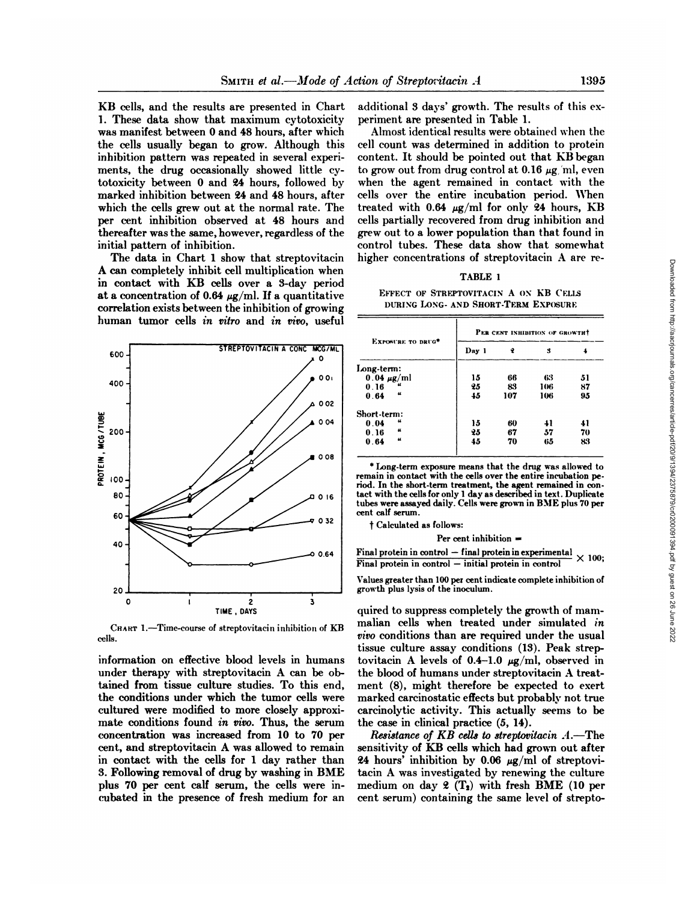KB cells, and the results are presented in Chart 1. These data show that maximum cytotoxicity was manifest between 0 and 48 hours, after which the cells usually began to grow. Although this inhibition pattern was repeated in several experiments, the drug occasionally showed little cytotoxicity between 0 and 24 hours, followed by marked inhibition between 24 and 48 hours, after which the cells grew out at the normal rate. The per cent inhibition observed at 48 hours and thereafter was the same, however, regardless of the initial pattern of inhibition.

The data in Chart 1 show that streptovitacin A can completely inhibit cell multiplication when in contact with KB cells over a 3-day period at a concentration of 0.64 μg/ml. If a quantitative correlation exists between the inhibition of growing human tumor cells *in vitro* and *in vivo*, useful information on effective blood levels in humans under therapy with streptovitacin A can be obtained from tissue culture studies. To this end, the conditions under which the tumor cells were cultured were modified to more closely approximate conditions found *in vivo*. Thus, the serum concentration was increased from 10 to 70 per cent, and streptovitacin A was allowed to remain in contact with the cells for 1 day rather than 3. Following removal of drug by washing in BME plus 70 per cent calf serum, the cells were incubated in the presence of fresh medium for an additional 3 days' growth. The results of this experiment are presented in Table 1.

CHART 1.—Time-course of streptovitacin inhibition of KB cells.

Almost identical results were obtained when the cell count was determined in addition to protein content. It should be pointed out that KB began to grow out from drug control at 0.16 μg/ml, even when the agent remained in contact with the cells over the entire incubation period. When treated with 0.64 μg/ml for only 24 hours, KB cells partially recovered from drug inhibition and grew out to a lower population than that found in control tubes. These data show that somewhat higher concentrations of streptovitacin A are required to suppress completely the growth of mammalian cells when treated under simulated *in vivo* conditions than are required under the usual tissue culture assay conditions (13). Peak streptovitacin A levels of 0.4–1.0 μg/ml, observed in the blood of humans under streptovitacin A treatment (8), might therefore be expected to exert marked carcinostatic effects but probably not true carcinolytic activity. This actually seems to be the case in clinical practice (5, 14).

TABLE 1

EFFECT OF STREPTOVITACIN A ON KB CELLS DURING LONG- AND SHORT-TERM EXPOSURE

| EXPOSURE TO DRUG* | PER CENT INHIBITION OF GROWTH† | | | |
|---|---|---|---|---|
| | Day 1 | 2 | 3 | 4 |
| Long-term: | | | | |
| 0.04 μg/ml | 15 | 66 | 63 | 51 |
| 0.16 " | 25 | 83 | 106 | 87 |
| 0.64 " | 45 | 107 | 106 | 95 |
| Short-term: | | | | |
| 0.04 " | 15 | 60 | 41 | 41 |
| 0.16 " | 25 | 67 | 57 | 70 |
| 0.64 " | 45 | 70 | 65 | 83 |

\* Long-term exposure means that the drug was allowed to remain in contact with the cells over the entire incubation period. In the short-term treatment, the agent remained in contact with the cells for only 1 day as described in text. Duplicate tubes were assayed daily. Cells were grown in BME plus 70 per cent calf serum.

† Calculated as follows:

$$\text{Per cent inhibition} = \frac{\text{Final protein in control} - \text{final protein in experimental}}{\text{Final protein in control} - \text{initial protein in control}} \times 100;$$

Values greater than 100 per cent indicate complete inhibition of growth plus lysis of the inoculum.

*Resistance of KB cells to streptovitacin A.*—The sensitivity of KB cells which had grown out after 24 hours' inhibition by 0.06 μg/ml of streptovitacin A was investigated by renewing the culture medium on day 2 ($T_2$) with fresh BME (10 per cent serum) containing the same level of strepto-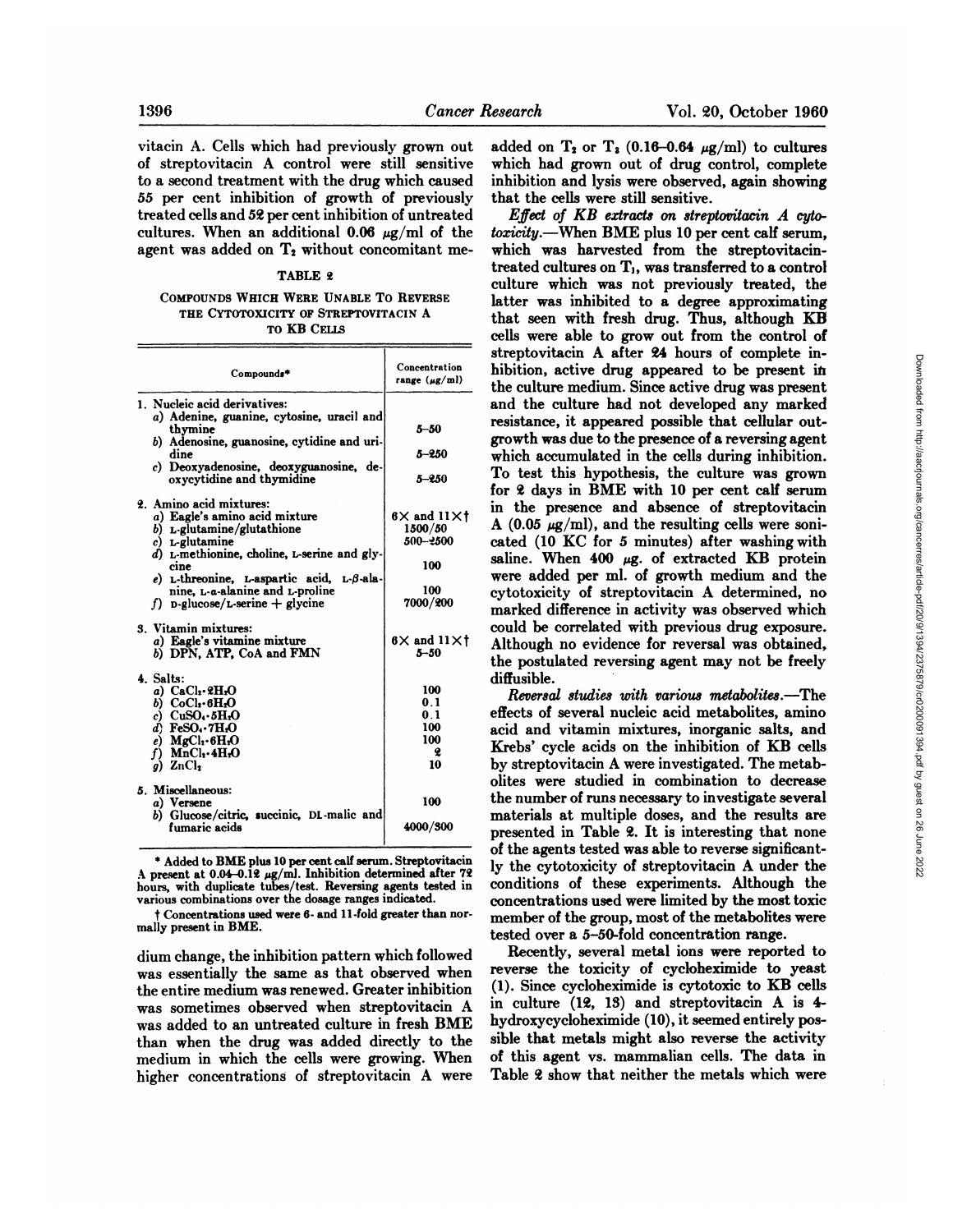vitacin A. Cells which had previously grown out of streptovitacin A control were still sensitive to a second treatment with the drug which caused 55 per cent inhibition of growth of previously treated cells and 52 per cent inhibition of untreated cultures. When an additional 0.06 μg/ml of the agent was added on $T_2$ without concomitant medium change, the inhibition pattern which followed was essentially the same as that observed when the entire medium was renewed. Greater inhibition was sometimes observed when streptovitacin A was added to an untreated culture in fresh BME than when the drug was added directly to the medium in which the cells were growing. When higher concentrations of streptovitacin A were added on $T_2$ or $T_3$ (0.16–0.64 μg/ml) to cultures which had grown out of drug control, complete inhibition and lysis were observed, again showing that the cells were still sensitive.

TABLE 2

COMPOUNDS WHICH WERE UNABLE TO REVERSE THE CYTOTOXICITY OF STREPTOVITACIN A TO KB CELLS

| Compounds* | Concentration range (μg/ml) |
|---|---|
| 1. Nucleic acid derivatives: | |
| a) Adenine, guanine, cytosine, uracil and thymine | 5–50 |
| b) Adenosine, guanosine, cytidine and uridine | 5–250 |
| c) Deoxyadenosine, deoxyguanosine, deoxycytidine and thymidine | 5–250 |
| 2. Amino acid mixtures: | |
| a) Eagle's amino acid mixture | 6× and 11×† |
| b) L-glutamine/glutathione | 1500/50 |
| c) L-glutamine | 500–2500 |
| d) L-methionine, choline, L-serine and glycine | 100 |
| e) L-threonine, L-aspartic acid, L-β-alanine, L-α-alanine and L-proline | 100 |
| f) D-glucose/L-serine + glycine | 7000/200 |
| 3. Vitamin mixtures: | |
| a) Eagle's vitamine mixture | 6× and 11×† |
| b) DPN, ATP, CoA and FMN | 5–50 |
| 4. Salts: | |
| a) $CaCl_2 \cdot 2H_2O$ | 100 |
| b) $CoCl_2 \cdot 6H_2O$ | 0.1 |
| c) $CuSO_4 \cdot 5H_2O$ | 0.1 |
| d) $FeSO_4 \cdot 7H_2O$ | 100 |
| e) $MgCl_2 \cdot 6H_2O$ | 100 |
| f) $MnCl_2 \cdot 4H_2O$ | 2 |
| g) $ZnCl_2$ | 10 |
| 5. Miscellaneous: | |
| a) Versene | 100 |
| b) Glucose/citric, succinic, DL-malic and fumaric acids | 4000/300 |

\* Added to BME plus 10 per cent calf serum. Streptovitacin A present at 0.04–0.12 μg/ml. Inhibition determined after 72 hours, with duplicate tubes/test. Reversing agents tested in various combinations over the dosage ranges indicated.

† Concentrations used were 6- and 11-fold greater than normally present in BME.

*Effect of KB extracts on streptovitacin A cytotoxicity.*—When BME plus 10 per cent calf serum, which was harvested from the streptovitacin-treated cultures on $T_1$, was transferred to a control culture which was not previously treated, the latter was inhibited to a degree approximating that seen with fresh drug. Thus, although KB cells were able to grow out from the control of streptovitacin A after 24 hours of complete inhibition, active drug appeared to be present in the culture medium. Since active drug was present and the culture had not developed any marked resistance, it appeared possible that cellular outgrowth was due to the presence of a reversing agent which accumulated in the cells during inhibition. To test this hypothesis, the culture was grown for 2 days in BME with 10 per cent calf serum in the presence and absence of streptovitacin A (0.05 μg/ml), and the resulting cells were sonicated (10 KC for 5 minutes) after washing with saline. When 400 μg. of extracted KB protein were added per ml. of growth medium and the cytotoxicity of streptovitacin A determined, no marked difference in activity was observed which could be correlated with previous drug exposure. Although no evidence for reversal was obtained, the postulated reversing agent may not be freely diffusible.

*Reversal studies with various metabolites.*—The effects of several nucleic acid metabolites, amino acid and vitamin mixtures, inorganic salts, and Krebs' cycle acids on the inhibition of KB cells by streptovitacin A were investigated. The metabolites were studied in combination to decrease the number of runs necessary to investigate several materials at multiple doses, and the results are presented in Table 2. It is interesting that none of the agents tested was able to reverse significantly the cytotoxicity of streptovitacin A under the conditions of these experiments. Although the concentrations used were limited by the most toxic member of the group, most of the metabolites were tested over a 5–50-fold concentration range.

Recently, several metal ions were reported to reverse the toxicity of cycloheximide to yeast (1). Since cycloheximide is cytotoxic to KB cells in culture (12, 13) and streptovitacin A is 4-hydroxycycloheximide (10), it seemed entirely possible that metals might also reverse the activity of this agent vs. mammalian cells. The data in Table 2 show that neither the metals which were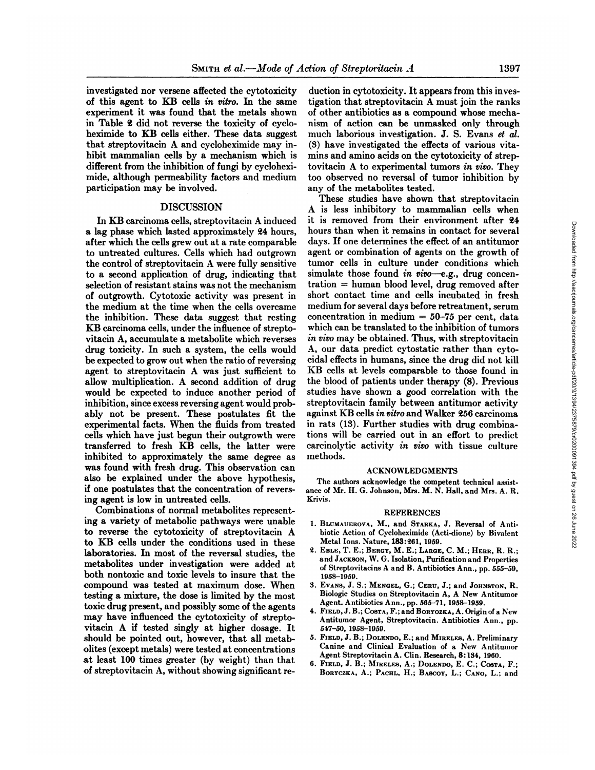investigated nor versene affected the cytotoxicity of this agent to KB cells *in vitro*. In the same experiment it was found that the metals shown in Table 2 did not reverse the toxicity of cycloheximide to KB cells either. These data suggest that streptovitacin A and cycloheximide may inhibit mammalian cells by a mechanism which is different from the inhibition of fungi by cycloheximide, although permeability factors and medium participation may be involved.

## DISCUSSION

In KB carcinoma cells, streptovitacin A induced a lag phase which lasted approximately 24 hours, after which the cells grew out at a rate comparable to untreated cultures. Cells which had outgrown the control of streptovitacin A were fully sensitive to a second application of drug, indicating that selection of resistant stains was not the mechanism of outgrowth. Cytotoxic activity was present in the medium at the time when the cells overcame the inhibition. These data suggest that resting KB carcinoma cells, under the influence of streptovitacin A, accumulate a metabolite which reverses drug toxicity. In such a system, the cells would be expected to grow out when the ratio of reversing agent to streptovitacin A was just sufficient to allow multiplication. A second addition of drug would be expected to induce another period of inhibition, since excess reversing agent would probably not be present. These postulates fit the experimental facts. When the fluids from treated cells which have just begun their outgrowth were transferred to fresh KB cells, the latter were inhibited to approximately the same degree as was found with fresh drug. This observation can also be explained under the above hypothesis, if one postulates that the concentration of reversing agent is low in untreated cells.

Combinations of normal metabolites representing a variety of metabolic pathways were unable to reverse the cytotoxicity of streptovitacin A to KB cells under the conditions used in these laboratories. In most of the reversal studies, the metabolites under investigation were added at both nontoxic and toxic levels to insure that the compound was tested at maximum dose. When testing a mixture, the dose is limited by the most toxic drug present, and possibly some of the agents may have influenced the cytotoxicity of streptovitacin A if tested singly at higher dosage. It should be pointed out, however, that all metabolites (except metals) were tested at concentrations at least 100 times greater (by weight) than that of streptovitacin A, without showing significant reduction in cytotoxicity. It appears from this investigation that streptovitacin A must join the ranks of other antibiotics as a compound whose mechanism of action can be unmasked only through much laborious investigation. J. S. Evans *et al.* (3) have investigated the effects of various vitamins and amino acids on the cytotoxicity of streptovitacin A to experimental tumors *in vivo*. They too observed no reversal of tumor inhibition by any of the metabolites tested.

These studies have shown that streptovitacin A is less inhibitory to mammalian cells when it is removed from their environment after 24 hours than when it remains in contact for several days. If one determines the effect of an antitumor agent or combination of agents on the growth of tumor cells in culture under conditions which simulate those found *in vivo*—e.g., drug concentration = human blood level, drug removed after short contact time and cells incubated in fresh medium for several days before retreatment, serum concentration in medium = 50–75 per cent, data which can be translated to the inhibition of tumors *in vivo* may be obtained. Thus, with streptovitacin A, our data predict cytostatic rather than cytocidal effects in humans, since the drug did not kill KB cells at levels comparable to those found in the blood of patients under therapy (8). Previous studies have shown a good correlation with the streptovitacin family between antitumor activity against KB cells *in vitro* and Walker 256 carcinoma in rats (13). Further studies with drug combinations will be carried out in an effort to predict carcinolytic activity *in vivo* with tissue culture methods.

## ACKNOWLEDGMENTS

The authors acknowledge the competent technical assistance of Mr. H. G. Johnson, Mrs. M. N. Hall, and Mrs. A. R. Krivis.

## REFERENCES

1. Blumauerova, M., and Starka, J. Reversal of Antibiotic Action of Cycloheximide (Acti-dione) by Bivalent Metal Ions. Nature, **183**:261, 1959.
2. Eble, T. E.; Bergy, M. E.; Large, C. M.; Herr, R. R.; and Jackson, W. G. Isolation, Purification and Properties of Streptovitacins A and B. Antibiotics Ann., pp. 555–59, 1958–1959.
3. Evans, J. S.; Mengel, G.; Ceru, J.; and Johnston, R. Biologic Studies on Streptovitacin A, A New Antitumor Agent. Antibiotics Ann., pp. 565–71, 1958–1959.
4. Field, J. B.; Costa, F.; and Boryczka, A. Origin of a New Antitumor Agent, Streptovitacin. Antibiotics Ann., pp. 547–50, 1958–1959.
5. Field, J. B.; Dolendo, E.; and Mireles, A. Preliminary Canine and Clinical Evaluation of a New Antitumor Agent Streptovitacin A. Clin. Research, **8**:134, 1960.
6. Field, J. B.; Mireles, A.; Dolendo, E. C.; Costa, F.; Boryczka, A.; Pachl, H.; Bascoy, L.; Cano, L.; and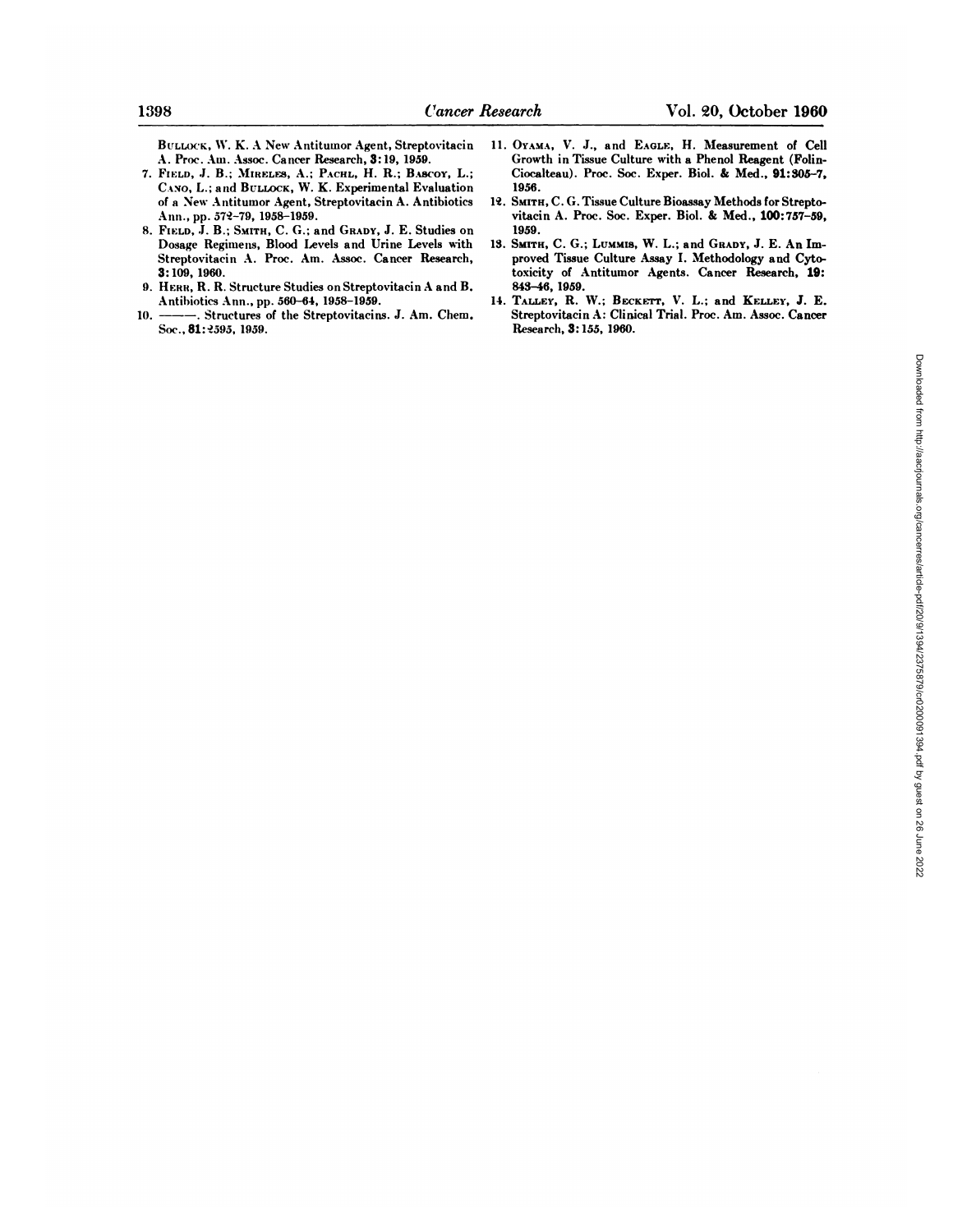BULLOCK, W. K. A New Antitumor Agent, Streptovitacin A. Proc. Am. Assoc. Cancer Research, **3**: 19, 1959.

7. FIELD, J. B.; MIRELES, A.; PACHL, H. R.; BASCOY, L.; CANO, L.; and BULLOCK, W. K. Experimental Evaluation of a New Antitumor Agent, Streptovitacin A. Antibiotics Ann., pp. 572–79, 1958–1959.
8. FIELD, J. B.; SMITH, C. G.; and GRADY, J. E. Studies on Dosage Regimens, Blood Levels and Urine Levels with Streptovitacin A. Proc. Am. Assoc. Cancer Research, **3**: 109, 1960.
9. HERR, R. R. Structure Studies on Streptovitacin A and B. Antibiotics Ann., pp. 560–64, 1958–1959.
10. ———. Structures of the Streptovitacins. J. Am. Chem. Soc., **81**: 2595, 1959.
11. OYAMA, V. J., and EAGLE, H. Measurement of Cell Growth in Tissue Culture with a Phenol Reagent (Folin-Ciocalteau). Proc. Soc. Exper. Biol. & Med., **91**: 305–7, 1956.
12. SMITH, C. G. Tissue Culture Bioassay Methods for Streptovitacin A. Proc. Soc. Exper. Biol. & Med., **100**: 757–59, 1959.
13. SMITH, C. G.; LUMMIS, W. L.; and GRADY, J. E. An Improved Tissue Culture Assay I. Methodology and Cytotoxicity of Antitumor Agents. Cancer Research, **19**: 843–46, 1959.
14. TALLEY, R. W.; BECKETT, V. L.; and KELLEY, J. E. Streptovitacin A: Clinical Trial. Proc. Am. Assoc. Cancer Research, **3**: 155, 1960.